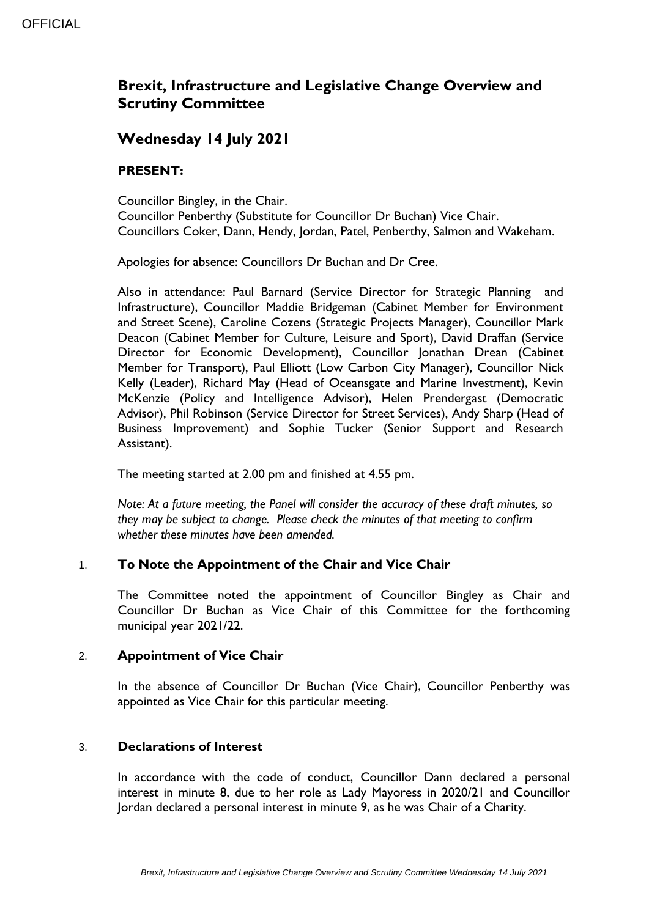# Brexit, Infrastructure and Legislative Change Overview and Scrutiny Committee

## Wednesday 14 July 2021

### PRESENT:

Councillor Bingley, in the Chair.
Councillor Penberthy (Substitute for Councillor Dr Buchan) Vice Chair.
Councillors Coker, Dann, Hendy, Jordan, Patel, Penberthy, Salmon and Wakeham.

Apologies for absence: Councillors Dr Buchan and Dr Cree.

Also in attendance: Paul Barnard (Service Director for Strategic Planning and Infrastructure), Councillor Maddie Bridgeman (Cabinet Member for Environment and Street Scene), Caroline Cozens (Strategic Projects Manager), Councillor Mark Deacon (Cabinet Member for Culture, Leisure and Sport), David Draffan (Service Director for Economic Development), Councillor Jonathan Drean (Cabinet Member for Transport), Paul Elliott (Low Carbon City Manager), Councillor Nick Kelly (Leader), Richard May (Head of Oceansgate and Marine Investment), Kevin McKenzie (Policy and Intelligence Advisor), Helen Prendergast (Democratic Advisor), Phil Robinson (Service Director for Street Services), Andy Sharp (Head of Business Improvement) and Sophie Tucker (Senior Support and Research Assistant).

The meeting started at 2.00 pm and finished at 4.55 pm.

*Note: At a future meeting, the Panel will consider the accuracy of these draft minutes, so they may be subject to change. Please check the minutes of that meeting to confirm whether these minutes have been amended.*

### 1. To Note the Appointment of the Chair and Vice Chair

The Committee noted the appointment of Councillor Bingley as Chair and Councillor Dr Buchan as Vice Chair of this Committee for the forthcoming municipal year 2021/22.

### 2. Appointment of Vice Chair

In the absence of Councillor Dr Buchan (Vice Chair), Councillor Penberthy was appointed as Vice Chair for this particular meeting.

### 3. Declarations of Interest

In accordance with the code of conduct, Councillor Dann declared a personal interest in minute 8, due to her role as Lady Mayoress in 2020/21 and Councillor Jordan declared a personal interest in minute 9, as he was Chair of a Charity.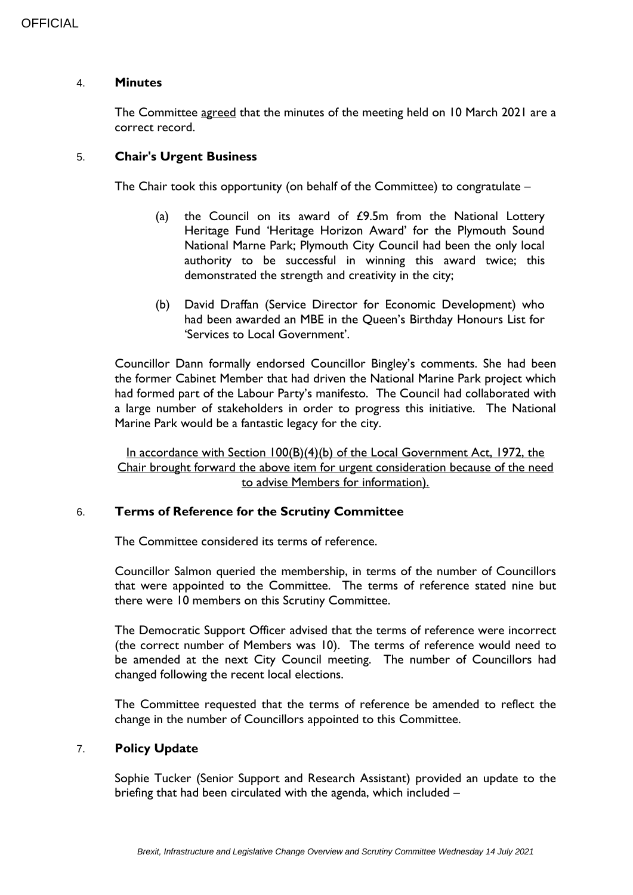## 4. **Minutes**

The Committee agreed that the minutes of the meeting held on 10 March 2021 are a correct record.

## 5. **Chair's Urgent Business**

The Chair took this opportunity (on behalf of the Committee) to congratulate –

(a) the Council on its award of £9.5m from the National Lottery Heritage Fund 'Heritage Horizon Award' for the Plymouth Sound National Marne Park; Plymouth City Council had been the only local authority to be successful in winning this award twice; this demonstrated the strength and creativity in the city;

(b) David Draffan (Service Director for Economic Development) who had been awarded an MBE in the Queen's Birthday Honours List for 'Services to Local Government'.

Councillor Dann formally endorsed Councillor Bingley's comments. She had been the former Cabinet Member that had driven the National Marine Park project which had formed part of the Labour Party's manifesto. The Council had collaborated with a large number of stakeholders in order to progress this initiative. The National Marine Park would be a fantastic legacy for the city.

In accordance with Section 100(B)(4)(b) of the Local Government Act, 1972, the Chair brought forward the above item for urgent consideration because of the need to advise Members for information).

## 6. **Terms of Reference for the Scrutiny Committee**

The Committee considered its terms of reference.

Councillor Salmon queried the membership, in terms of the number of Councillors that were appointed to the Committee. The terms of reference stated nine but there were 10 members on this Scrutiny Committee.

The Democratic Support Officer advised that the terms of reference were incorrect (the correct number of Members was 10). The terms of reference would need to be amended at the next City Council meeting. The number of Councillors had changed following the recent local elections.

The Committee requested that the terms of reference be amended to reflect the change in the number of Councillors appointed to this Committee.

## 7. **Policy Update**

Sophie Tucker (Senior Support and Research Assistant) provided an update to the briefing that had been circulated with the agenda, which included –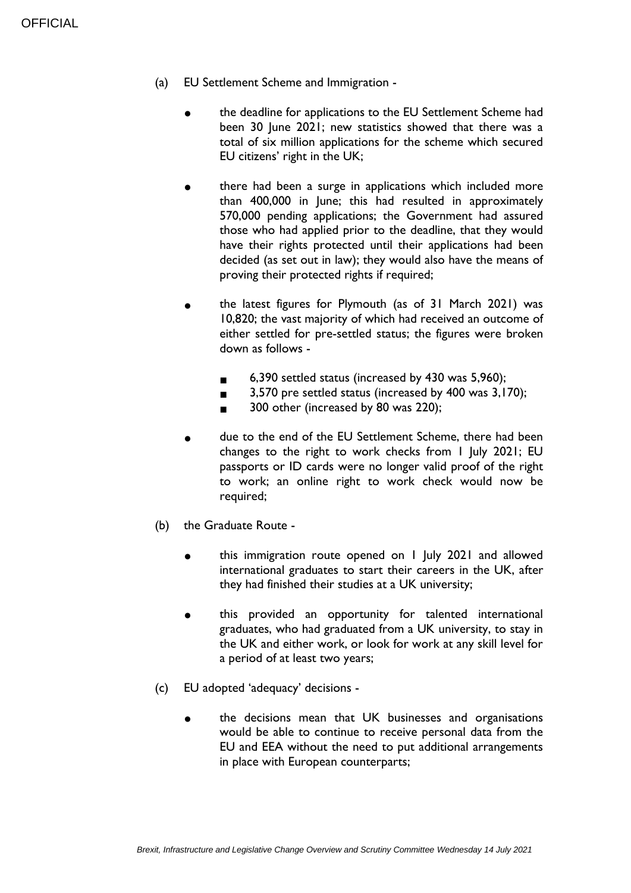(a) EU Settlement Scheme and Immigration -

- the deadline for applications to the EU Settlement Scheme had been 30 June 2021; new statistics showed that there was a total of six million applications for the scheme which secured EU citizens' right in the UK;

- there had been a surge in applications which included more than 400,000 in June; this had resulted in approximately 570,000 pending applications; the Government had assured those who had applied prior to the deadline, that they would have their rights protected until their applications had been decided (as set out in law); they would also have the means of proving their protected rights if required;

- the latest figures for Plymouth (as of 31 March 2021) was 10,820; the vast majority of which had received an outcome of either settled for pre-settled status; the figures were broken down as follows -

  - 6,390 settled status (increased by 430 was 5,960);
  - 3,570 pre settled status (increased by 400 was 3,170);
  - 300 other (increased by 80 was 220);

- due to the end of the EU Settlement Scheme, there had been changes to the right to work checks from 1 July 2021; EU passports or ID cards were no longer valid proof of the right to work; an online right to work check would now be required;

(b) the Graduate Route -

- this immigration route opened on 1 July 2021 and allowed international graduates to start their careers in the UK, after they had finished their studies at a UK university;

- this provided an opportunity for talented international graduates, who had graduated from a UK university, to stay in the UK and either work, or look for work at any skill level for a period of at least two years;

(c) EU adopted 'adequacy' decisions -

- the decisions mean that UK businesses and organisations would be able to continue to receive personal data from the EU and EEA without the need to put additional arrangements in place with European counterparts;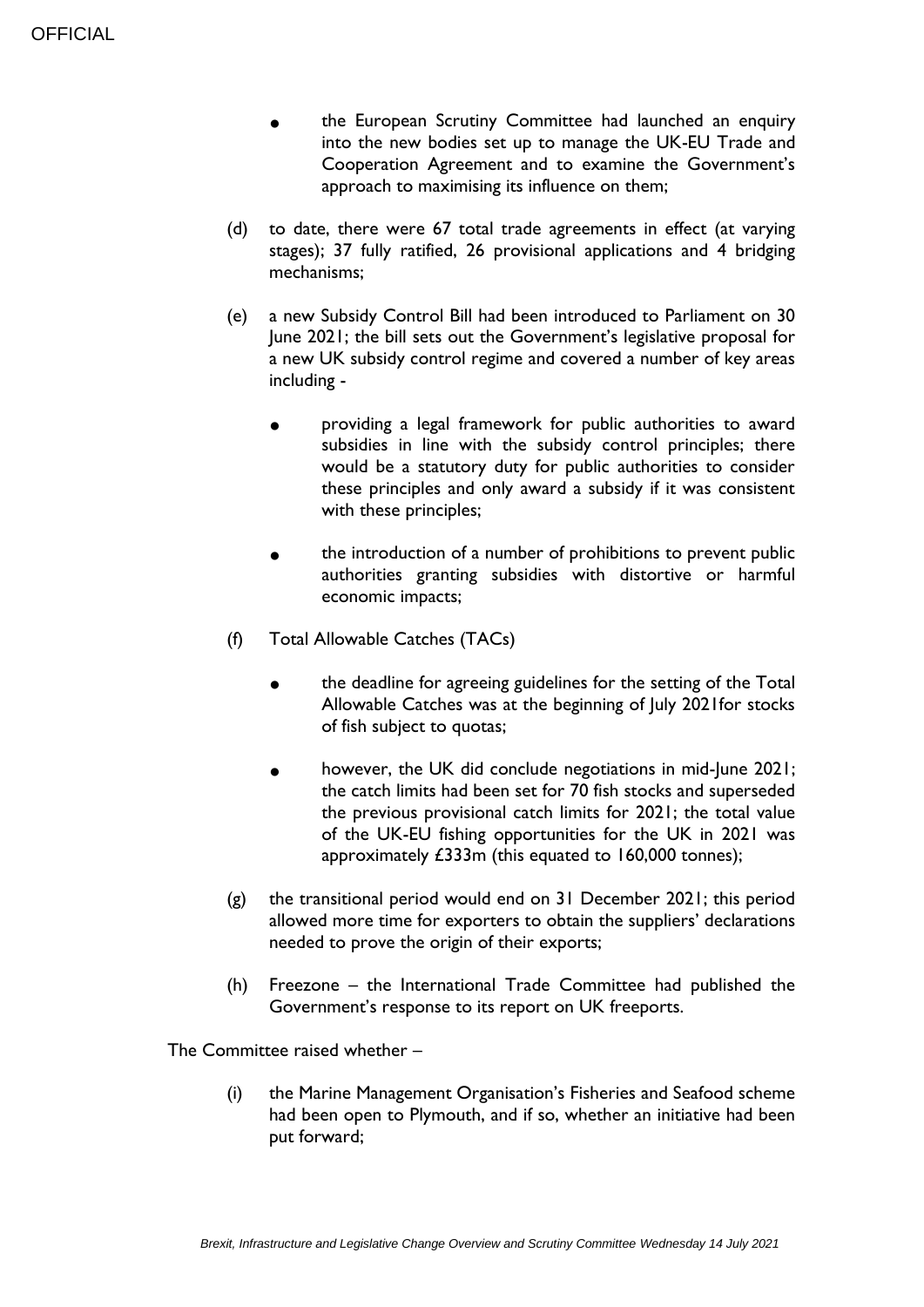- the European Scrutiny Committee had launched an enquiry into the new bodies set up to manage the UK-EU Trade and Cooperation Agreement and to examine the Government's approach to maximising its influence on them;

(d) to date, there were 67 total trade agreements in effect (at varying stages); 37 fully ratified, 26 provisional applications and 4 bridging mechanisms;

(e) a new Subsidy Control Bill had been introduced to Parliament on 30 June 2021; the bill sets out the Government's legislative proposal for a new UK subsidy control regime and covered a number of key areas including -

- providing a legal framework for public authorities to award subsidies in line with the subsidy control principles; there would be a statutory duty for public authorities to consider these principles and only award a subsidy if it was consistent with these principles;
- the introduction of a number of prohibitions to prevent public authorities granting subsidies with distortive or harmful economic impacts;

(f) Total Allowable Catches (TACs)

- the deadline for agreeing guidelines for the setting of the Total Allowable Catches was at the beginning of July 2021for stocks of fish subject to quotas;
- however, the UK did conclude negotiations in mid-June 2021; the catch limits had been set for 70 fish stocks and superseded the previous provisional catch limits for 2021; the total value of the UK-EU fishing opportunities for the UK in 2021 was approximately £333m (this equated to 160,000 tonnes);

(g) the transitional period would end on 31 December 2021; this period allowed more time for exporters to obtain the suppliers' declarations needed to prove the origin of their exports;

(h) Freezone – the International Trade Committee had published the Government's response to its report on UK freeports.

The Committee raised whether –

(i) the Marine Management Organisation's Fisheries and Seafood scheme had been open to Plymouth, and if so, whether an initiative had been put forward;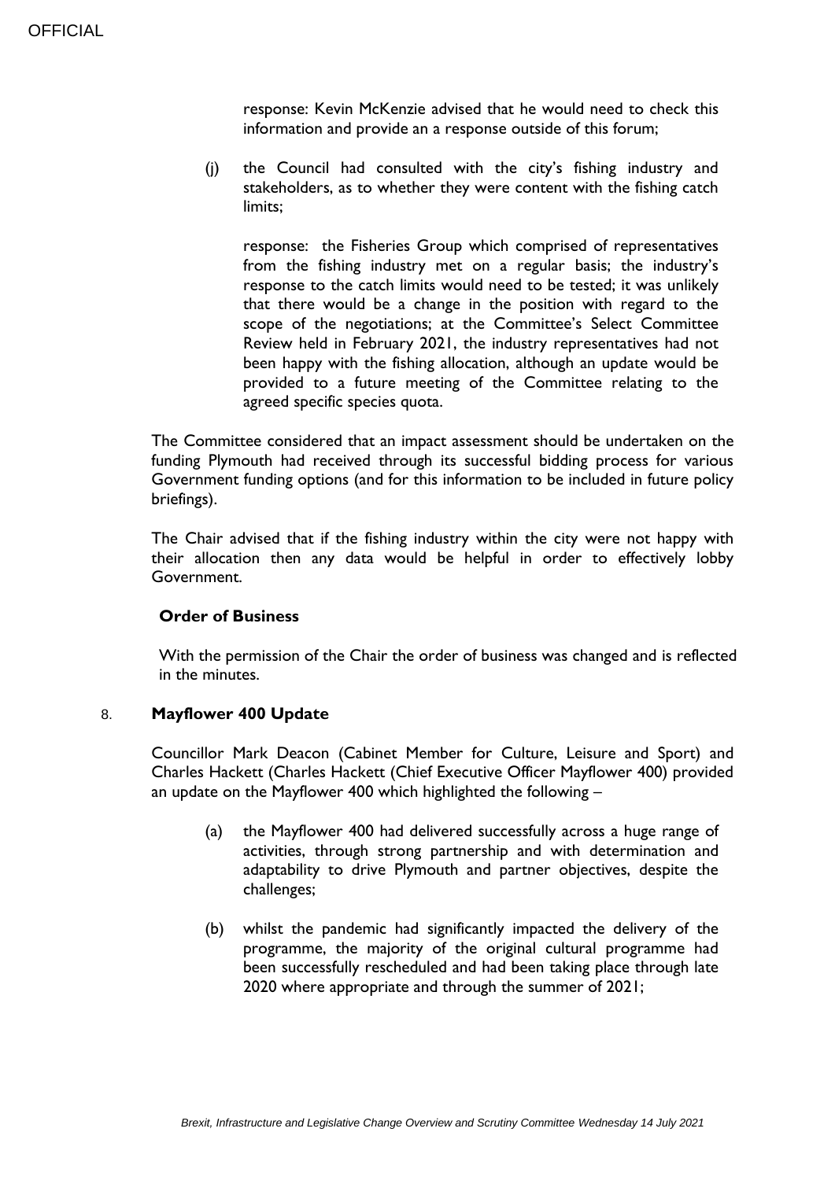response: Kevin McKenzie advised that he would need to check this information and provide an a response outside of this forum;

(j) the Council had consulted with the city's fishing industry and stakeholders, as to whether they were content with the fishing catch limits;

response: the Fisheries Group which comprised of representatives from the fishing industry met on a regular basis; the industry's response to the catch limits would need to be tested; it was unlikely that there would be a change in the position with regard to the scope of the negotiations; at the Committee's Select Committee Review held in February 2021, the industry representatives had not been happy with the fishing allocation, although an update would be provided to a future meeting of the Committee relating to the agreed specific species quota.

The Committee considered that an impact assessment should be undertaken on the funding Plymouth had received through its successful bidding process for various Government funding options (and for this information to be included in future policy briefings).

The Chair advised that if the fishing industry within the city were not happy with their allocation then any data would be helpful in order to effectively lobby Government.

**Order of Business**

With the permission of the Chair the order of business was changed and is reflected in the minutes.

8. **Mayflower 400 Update**

Councillor Mark Deacon (Cabinet Member for Culture, Leisure and Sport) and Charles Hackett (Charles Hackett (Chief Executive Officer Mayflower 400) provided an update on the Mayflower 400 which highlighted the following –

(a) the Mayflower 400 had delivered successfully across a huge range of activities, through strong partnership and with determination and adaptability to drive Plymouth and partner objectives, despite the challenges;

(b) whilst the pandemic had significantly impacted the delivery of the programme, the majority of the original cultural programme had been successfully rescheduled and had been taking place through late 2020 where appropriate and through the summer of 2021;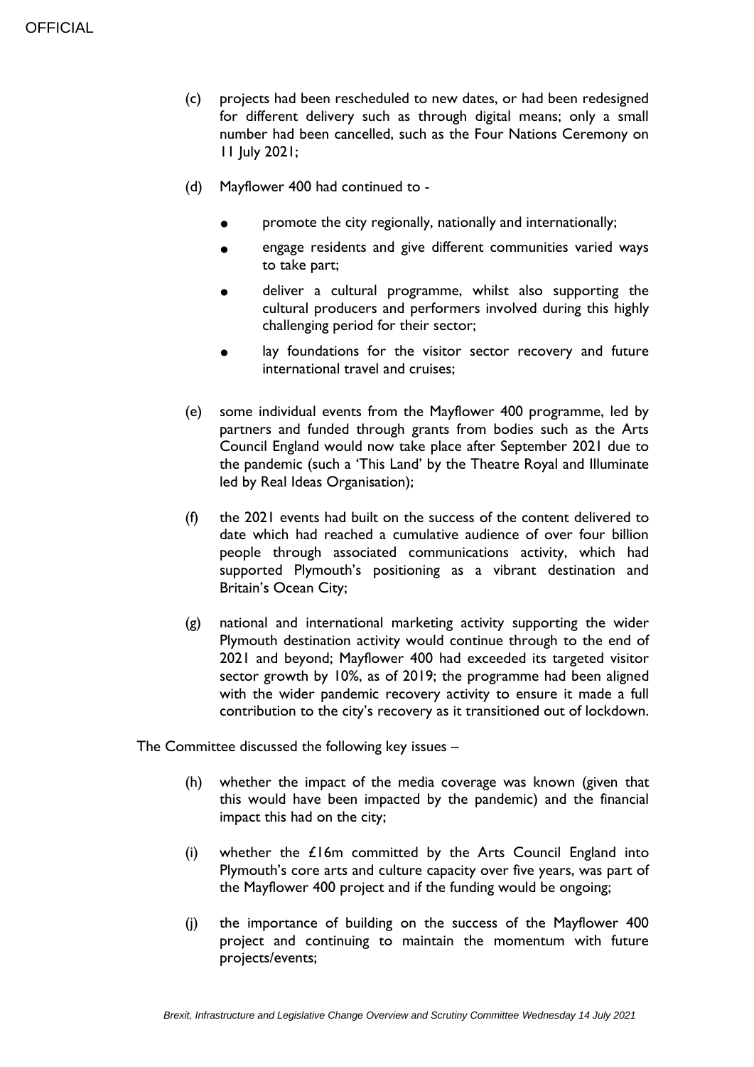(c) projects had been rescheduled to new dates, or had been redesigned for different delivery such as through digital means; only a small number had been cancelled, such as the Four Nations Ceremony on 11 July 2021;

(d) Mayflower 400 had continued to -

- promote the city regionally, nationally and internationally;
- engage residents and give different communities varied ways to take part;
- deliver a cultural programme, whilst also supporting the cultural producers and performers involved during this highly challenging period for their sector;
- lay foundations for the visitor sector recovery and future international travel and cruises;

(e) some individual events from the Mayflower 400 programme, led by partners and funded through grants from bodies such as the Arts Council England would now take place after September 2021 due to the pandemic (such a 'This Land' by the Theatre Royal and Illuminate led by Real Ideas Organisation);

(f) the 2021 events had built on the success of the content delivered to date which had reached a cumulative audience of over four billion people through associated communications activity, which had supported Plymouth's positioning as a vibrant destination and Britain's Ocean City;

(g) national and international marketing activity supporting the wider Plymouth destination activity would continue through to the end of 2021 and beyond; Mayflower 400 had exceeded its targeted visitor sector growth by 10%, as of 2019; the programme had been aligned with the wider pandemic recovery activity to ensure it made a full contribution to the city's recovery as it transitioned out of lockdown.

The Committee discussed the following key issues –

(h) whether the impact of the media coverage was known (given that this would have been impacted by the pandemic) and the financial impact this had on the city;

(i) whether the £16m committed by the Arts Council England into Plymouth's core arts and culture capacity over five years, was part of the Mayflower 400 project and if the funding would be ongoing;

(j) the importance of building on the success of the Mayflower 400 project and continuing to maintain the momentum with future projects/events;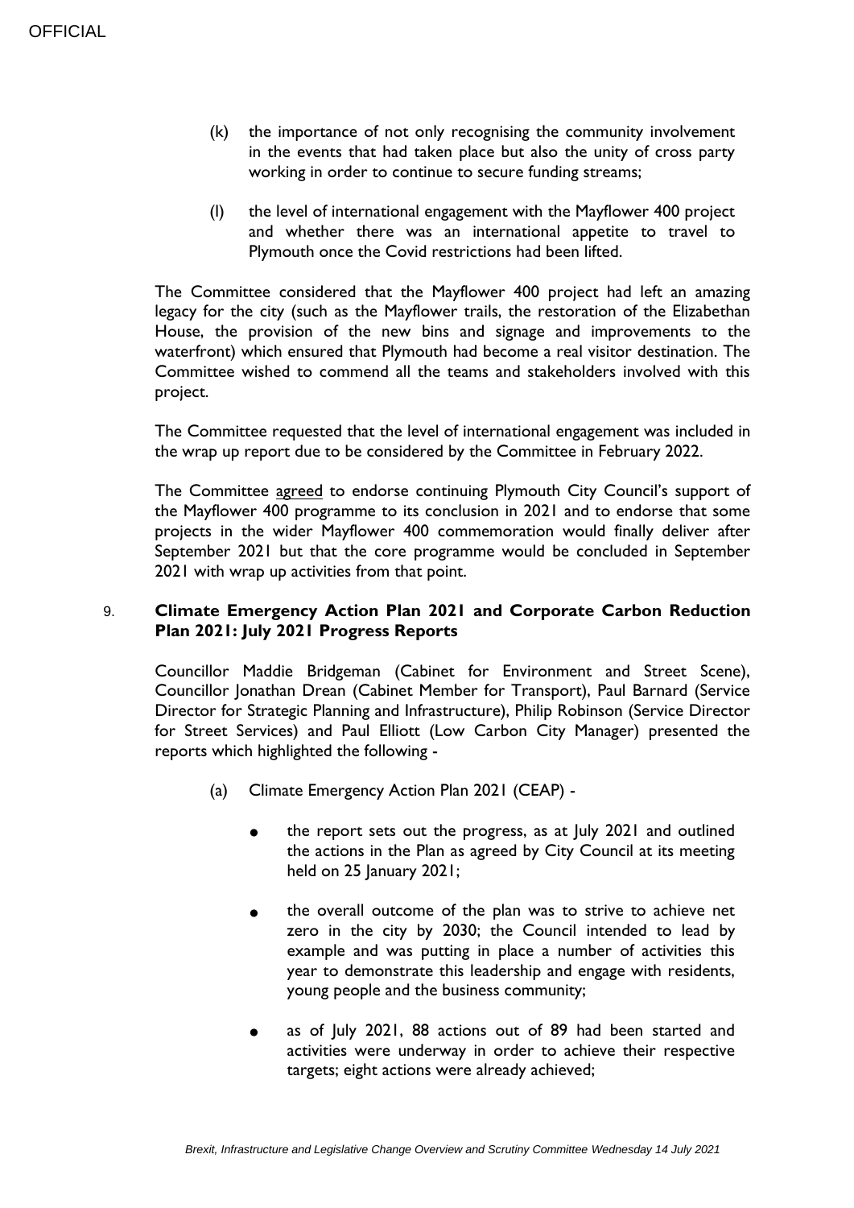(k) the importance of not only recognising the community involvement in the events that had taken place but also the unity of cross party working in order to continue to secure funding streams;

(l) the level of international engagement with the Mayflower 400 project and whether there was an international appetite to travel to Plymouth once the Covid restrictions had been lifted.

The Committee considered that the Mayflower 400 project had left an amazing legacy for the city (such as the Mayflower trails, the restoration of the Elizabethan House, the provision of the new bins and signage and improvements to the waterfront) which ensured that Plymouth had become a real visitor destination. The Committee wished to commend all the teams and stakeholders involved with this project.

The Committee requested that the level of international engagement was included in the wrap up report due to be considered by the Committee in February 2022.

The Committee agreed to endorse continuing Plymouth City Council's support of the Mayflower 400 programme to its conclusion in 2021 and to endorse that some projects in the wider Mayflower 400 commemoration would finally deliver after September 2021 but that the core programme would be concluded in September 2021 with wrap up activities from that point.

## 9. Climate Emergency Action Plan 2021 and Corporate Carbon Reduction Plan 2021: July 2021 Progress Reports

Councillor Maddie Bridgeman (Cabinet for Environment and Street Scene), Councillor Jonathan Drean (Cabinet Member for Transport), Paul Barnard (Service Director for Strategic Planning and Infrastructure), Philip Robinson (Service Director for Street Services) and Paul Elliott (Low Carbon City Manager) presented the reports which highlighted the following -

(a) Climate Emergency Action Plan 2021 (CEAP) -

- the report sets out the progress, as at July 2021 and outlined the actions in the Plan as agreed by City Council at its meeting held on 25 January 2021;

- the overall outcome of the plan was to strive to achieve net zero in the city by 2030; the Council intended to lead by example and was putting in place a number of activities this year to demonstrate this leadership and engage with residents, young people and the business community;

- as of July 2021, 88 actions out of 89 had been started and activities were underway in order to achieve their respective targets; eight actions were already achieved;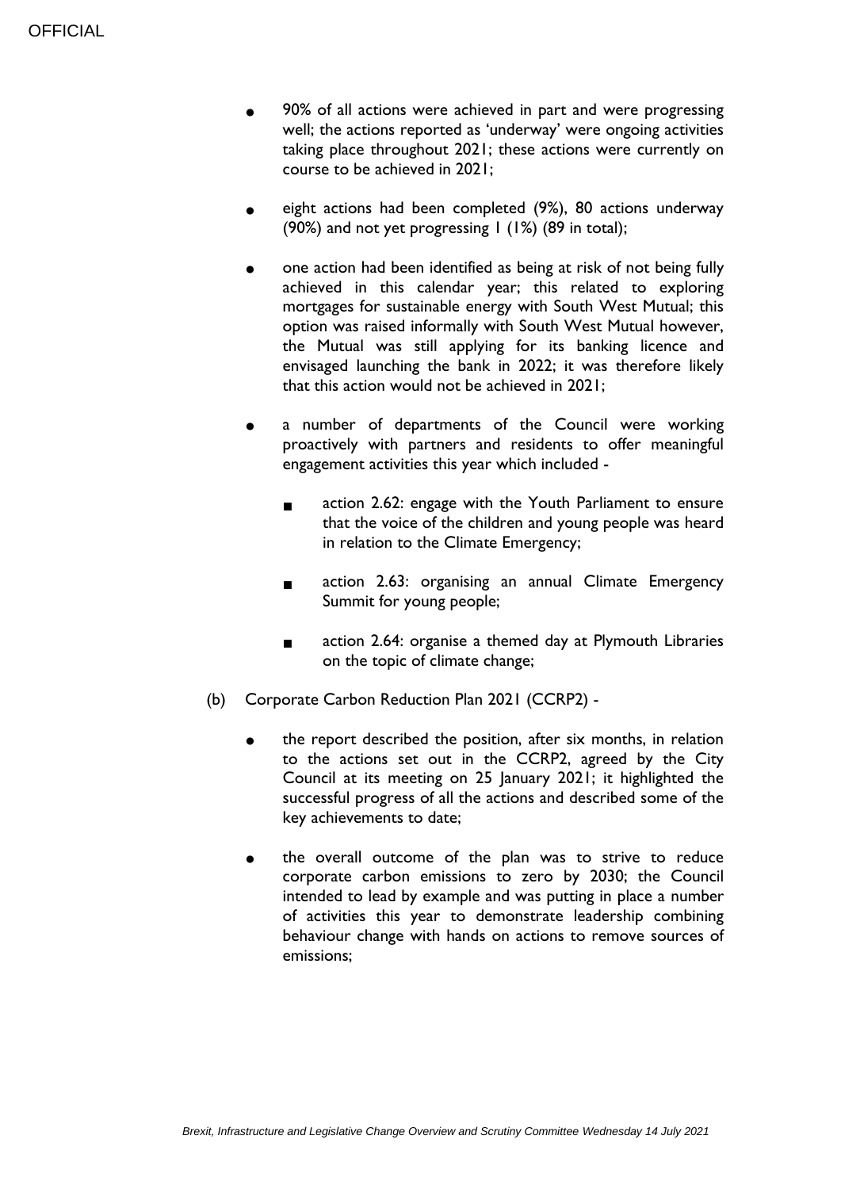- 90% of all actions were achieved in part and were progressing well; the actions reported as 'underway' were ongoing activities taking place throughout 2021; these actions were currently on course to be achieved in 2021;

- eight actions had been completed (9%), 80 actions underway (90%) and not yet progressing 1 (1%) (89 in total);

- one action had been identified as being at risk of not being fully achieved in this calendar year; this related to exploring mortgages for sustainable energy with South West Mutual; this option was raised informally with South West Mutual however, the Mutual was still applying for its banking licence and envisaged launching the bank in 2022; it was therefore likely that this action would not be achieved in 2021;

- a number of departments of the Council were working proactively with partners and residents to offer meaningful engagement activities this year which included -

  - action 2.62: engage with the Youth Parliament to ensure that the voice of the children and young people was heard in relation to the Climate Emergency;

  - action 2.63: organising an annual Climate Emergency Summit for young people;

  - action 2.64: organise a themed day at Plymouth Libraries on the topic of climate change;

(b) Corporate Carbon Reduction Plan 2021 (CCRP2) -

- the report described the position, after six months, in relation to the actions set out in the CCRP2, agreed by the City Council at its meeting on 25 January 2021; it highlighted the successful progress of all the actions and described some of the key achievements to date;

- the overall outcome of the plan was to strive to reduce corporate carbon emissions to zero by 2030; the Council intended to lead by example and was putting in place a number of activities this year to demonstrate leadership combining behaviour change with hands on actions to remove sources of emissions;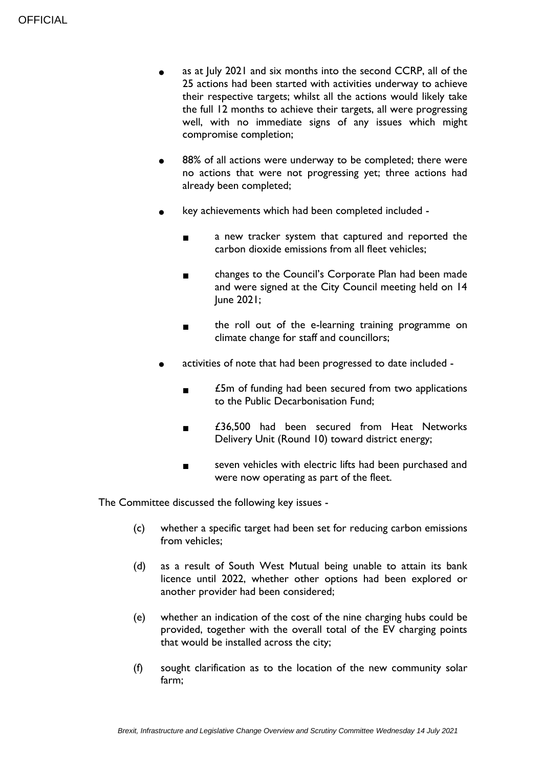- as at July 2021 and six months into the second CCRP, all of the 25 actions had been started with activities underway to achieve their respective targets; whilst all the actions would likely take the full 12 months to achieve their targets, all were progressing well, with no immediate signs of any issues which might compromise completion;

- 88% of all actions were underway to be completed; there were no actions that were not progressing yet; three actions had already been completed;

- key achievements which had been completed included -

  - a new tracker system that captured and reported the carbon dioxide emissions from all fleet vehicles;

  - changes to the Council's Corporate Plan had been made and were signed at the City Council meeting held on 14 June 2021;

  - the roll out of the e-learning training programme on climate change for staff and councillors;

- activities of note that had been progressed to date included -

  - £5m of funding had been secured from two applications to the Public Decarbonisation Fund;

  - £36,500 had been secured from Heat Networks Delivery Unit (Round 10) toward district energy;

  - seven vehicles with electric lifts had been purchased and were now operating as part of the fleet.

The Committee discussed the following key issues -

(c) whether a specific target had been set for reducing carbon emissions from vehicles;

(d) as a result of South West Mutual being unable to attain its bank licence until 2022, whether other options had been explored or another provider had been considered;

(e) whether an indication of the cost of the nine charging hubs could be provided, together with the overall total of the EV charging points that would be installed across the city;

(f) sought clarification as to the location of the new community solar farm;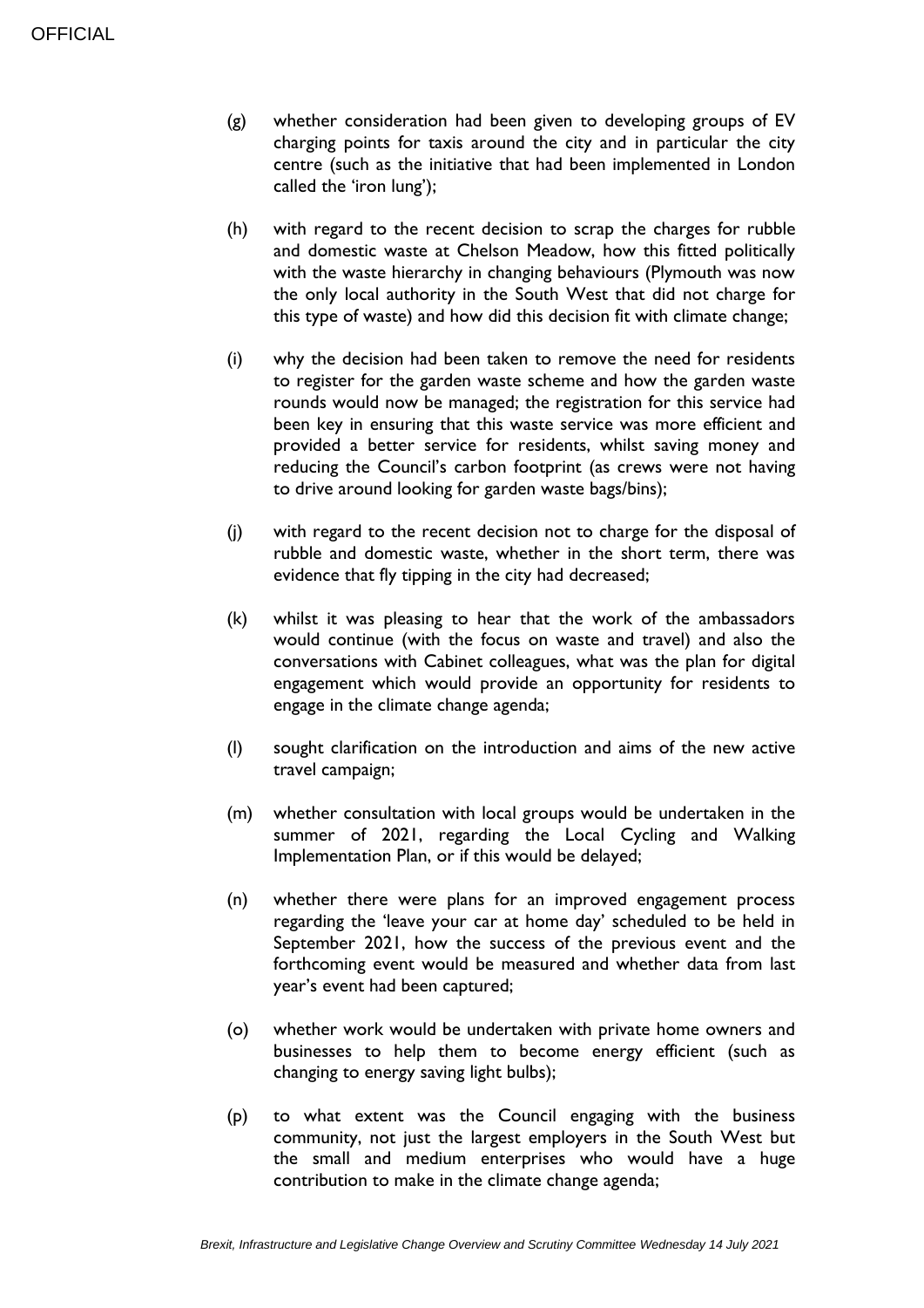(g) whether consideration had been given to developing groups of EV charging points for taxis around the city and in particular the city centre (such as the initiative that had been implemented in London called the 'iron lung');

(h) with regard to the recent decision to scrap the charges for rubble and domestic waste at Chelson Meadow, how this fitted politically with the waste hierarchy in changing behaviours (Plymouth was now the only local authority in the South West that did not charge for this type of waste) and how did this decision fit with climate change;

(i) why the decision had been taken to remove the need for residents to register for the garden waste scheme and how the garden waste rounds would now be managed; the registration for this service had been key in ensuring that this waste service was more efficient and provided a better service for residents, whilst saving money and reducing the Council's carbon footprint (as crews were not having to drive around looking for garden waste bags/bins);

(j) with regard to the recent decision not to charge for the disposal of rubble and domestic waste, whether in the short term, there was evidence that fly tipping in the city had decreased;

(k) whilst it was pleasing to hear that the work of the ambassadors would continue (with the focus on waste and travel) and also the conversations with Cabinet colleagues, what was the plan for digital engagement which would provide an opportunity for residents to engage in the climate change agenda;

(l) sought clarification on the introduction and aims of the new active travel campaign;

(m) whether consultation with local groups would be undertaken in the summer of 2021, regarding the Local Cycling and Walking Implementation Plan, or if this would be delayed;

(n) whether there were plans for an improved engagement process regarding the 'leave your car at home day' scheduled to be held in September 2021, how the success of the previous event and the forthcoming event would be measured and whether data from last year's event had been captured;

(o) whether work would be undertaken with private home owners and businesses to help them to become energy efficient (such as changing to energy saving light bulbs);

(p) to what extent was the Council engaging with the business community, not just the largest employers in the South West but the small and medium enterprises who would have a huge contribution to make in the climate change agenda;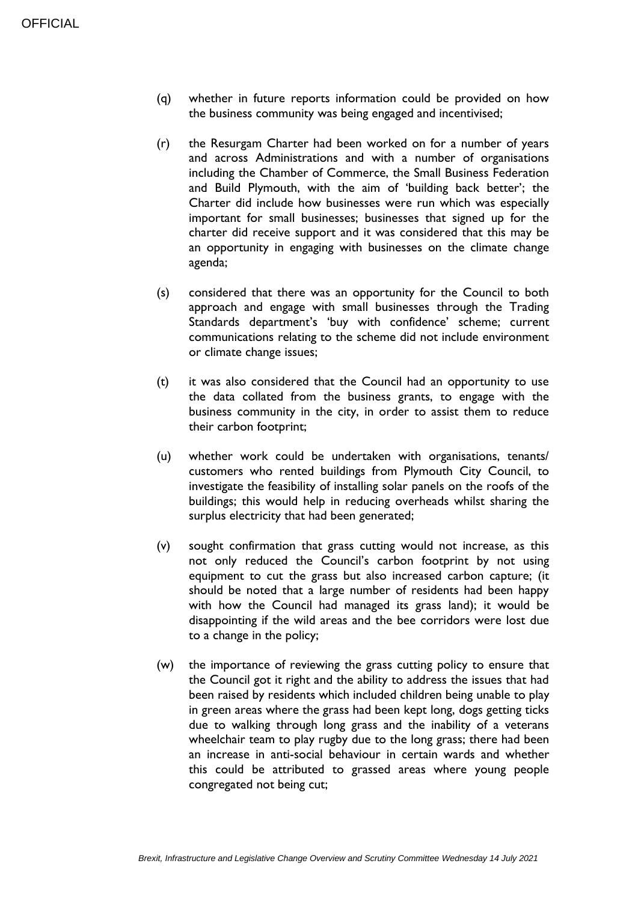(q) whether in future reports information could be provided on how the business community was being engaged and incentivised;

(r) the Resurgam Charter had been worked on for a number of years and across Administrations and with a number of organisations including the Chamber of Commerce, the Small Business Federation and Build Plymouth, with the aim of 'building back better'; the Charter did include how businesses were run which was especially important for small businesses; businesses that signed up for the charter did receive support and it was considered that this may be an opportunity in engaging with businesses on the climate change agenda;

(s) considered that there was an opportunity for the Council to both approach and engage with small businesses through the Trading Standards department's 'buy with confidence' scheme; current communications relating to the scheme did not include environment or climate change issues;

(t) it was also considered that the Council had an opportunity to use the data collated from the business grants, to engage with the business community in the city, in order to assist them to reduce their carbon footprint;

(u) whether work could be undertaken with organisations, tenants/ customers who rented buildings from Plymouth City Council, to investigate the feasibility of installing solar panels on the roofs of the buildings; this would help in reducing overheads whilst sharing the surplus electricity that had been generated;

(v) sought confirmation that grass cutting would not increase, as this not only reduced the Council's carbon footprint by not using equipment to cut the grass but also increased carbon capture; (it should be noted that a large number of residents had been happy with how the Council had managed its grass land); it would be disappointing if the wild areas and the bee corridors were lost due to a change in the policy;

(w) the importance of reviewing the grass cutting policy to ensure that the Council got it right and the ability to address the issues that had been raised by residents which included children being unable to play in green areas where the grass had been kept long, dogs getting ticks due to walking through long grass and the inability of a veterans wheelchair team to play rugby due to the long grass; there had been an increase in anti-social behaviour in certain wards and whether this could be attributed to grassed areas where young people congregated not being cut;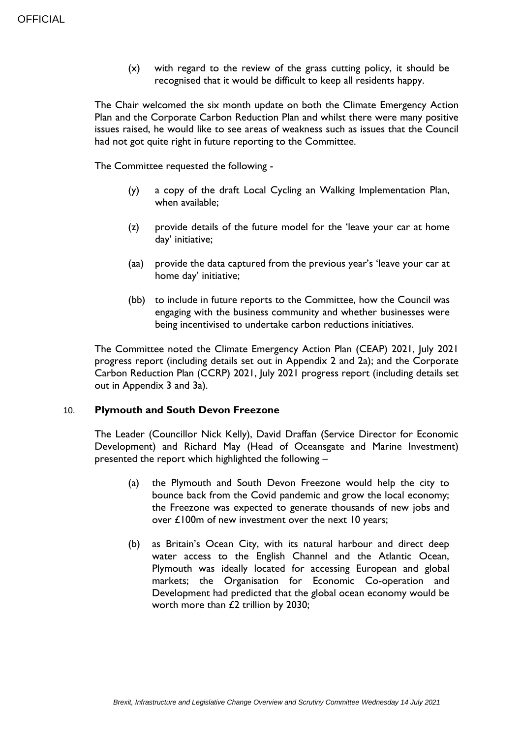(x) with regard to the review of the grass cutting policy, it should be recognised that it would be difficult to keep all residents happy.

The Chair welcomed the six month update on both the Climate Emergency Action Plan and the Corporate Carbon Reduction Plan and whilst there were many positive issues raised, he would like to see areas of weakness such as issues that the Council had not got quite right in future reporting to the Committee.

The Committee requested the following -

(y) a copy of the draft Local Cycling an Walking Implementation Plan, when available;

(z) provide details of the future model for the 'leave your car at home day' initiative;

(aa) provide the data captured from the previous year's 'leave your car at home day' initiative;

(bb) to include in future reports to the Committee, how the Council was engaging with the business community and whether businesses were being incentivised to undertake carbon reductions initiatives.

The Committee noted the Climate Emergency Action Plan (CEAP) 2021, July 2021 progress report (including details set out in Appendix 2 and 2a); and the Corporate Carbon Reduction Plan (CCRP) 2021, July 2021 progress report (including details set out in Appendix 3 and 3a).

## 10. Plymouth and South Devon Freezone

The Leader (Councillor Nick Kelly), David Draffan (Service Director for Economic Development) and Richard May (Head of Oceansgate and Marine Investment) presented the report which highlighted the following –

(a) the Plymouth and South Devon Freezone would help the city to bounce back from the Covid pandemic and grow the local economy; the Freezone was expected to generate thousands of new jobs and over £100m of new investment over the next 10 years;

(b) as Britain's Ocean City, with its natural harbour and direct deep water access to the English Channel and the Atlantic Ocean, Plymouth was ideally located for accessing European and global markets; the Organisation for Economic Co-operation and Development had predicted that the global ocean economy would be worth more than £2 trillion by 2030;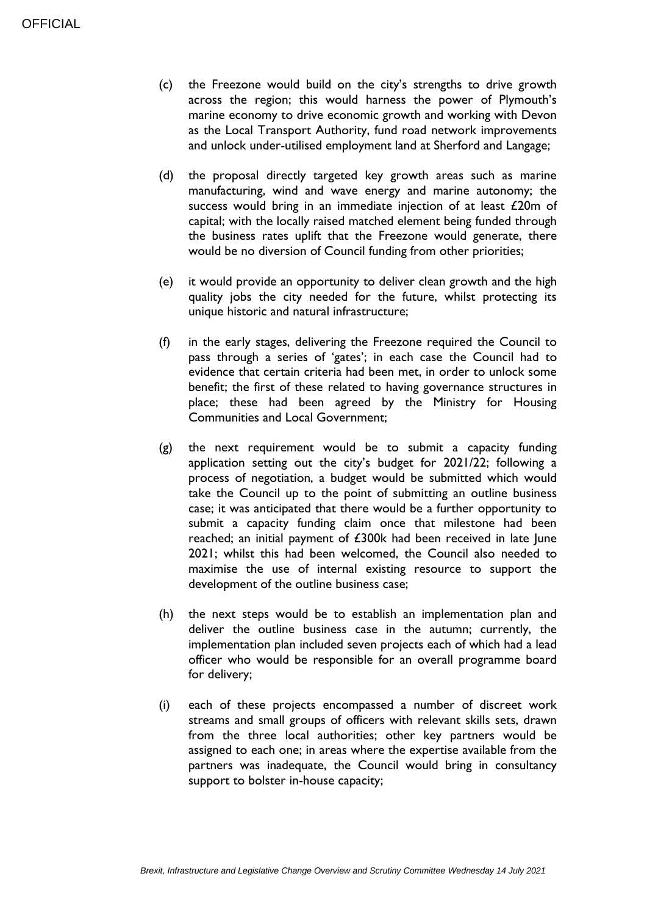(c) the Freezone would build on the city's strengths to drive growth across the region; this would harness the power of Plymouth's marine economy to drive economic growth and working with Devon as the Local Transport Authority, fund road network improvements and unlock under-utilised employment land at Sherford and Langage;

(d) the proposal directly targeted key growth areas such as marine manufacturing, wind and wave energy and marine autonomy; the success would bring in an immediate injection of at least £20m of capital; with the locally raised matched element being funded through the business rates uplift that the Freezone would generate, there would be no diversion of Council funding from other priorities;

(e) it would provide an opportunity to deliver clean growth and the high quality jobs the city needed for the future, whilst protecting its unique historic and natural infrastructure;

(f) in the early stages, delivering the Freezone required the Council to pass through a series of 'gates'; in each case the Council had to evidence that certain criteria had been met, in order to unlock some benefit; the first of these related to having governance structures in place; these had been agreed by the Ministry for Housing Communities and Local Government;

(g) the next requirement would be to submit a capacity funding application setting out the city's budget for 2021/22; following a process of negotiation, a budget would be submitted which would take the Council up to the point of submitting an outline business case; it was anticipated that there would be a further opportunity to submit a capacity funding claim once that milestone had been reached; an initial payment of £300k had been received in late June 2021; whilst this had been welcomed, the Council also needed to maximise the use of internal existing resource to support the development of the outline business case;

(h) the next steps would be to establish an implementation plan and deliver the outline business case in the autumn; currently, the implementation plan included seven projects each of which had a lead officer who would be responsible for an overall programme board for delivery;

(i) each of these projects encompassed a number of discreet work streams and small groups of officers with relevant skills sets, drawn from the three local authorities; other key partners would be assigned to each one; in areas where the expertise available from the partners was inadequate, the Council would bring in consultancy support to bolster in-house capacity;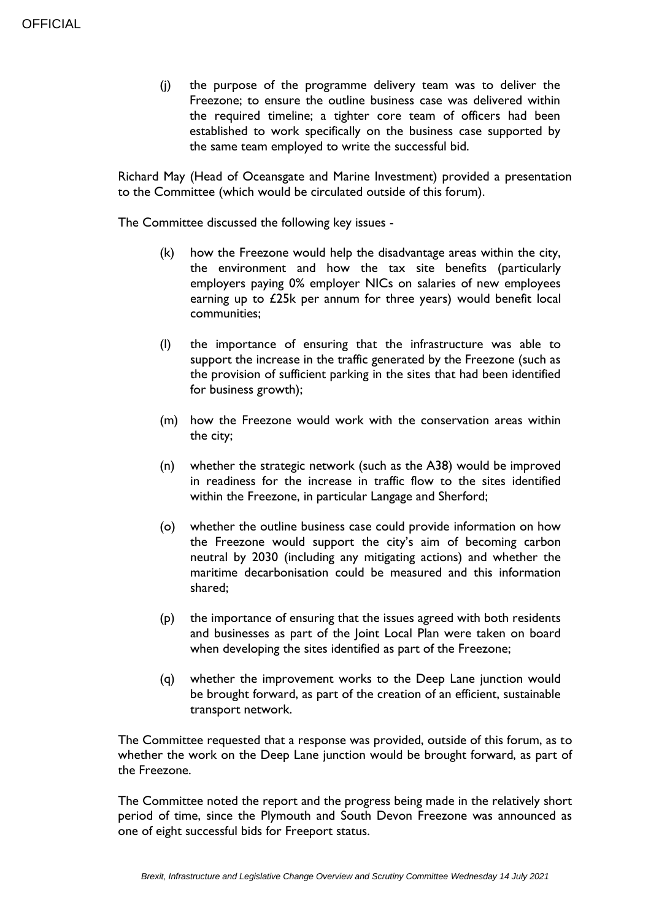(j) the purpose of the programme delivery team was to deliver the Freezone; to ensure the outline business case was delivered within the required timeline; a tighter core team of officers had been established to work specifically on the business case supported by the same team employed to write the successful bid.

Richard May (Head of Oceansgate and Marine Investment) provided a presentation to the Committee (which would be circulated outside of this forum).

The Committee discussed the following key issues -

(k) how the Freezone would help the disadvantage areas within the city, the environment and how the tax site benefits (particularly employers paying 0% employer NICs on salaries of new employees earning up to £25k per annum for three years) would benefit local communities;

(l) the importance of ensuring that the infrastructure was able to support the increase in the traffic generated by the Freezone (such as the provision of sufficient parking in the sites that had been identified for business growth);

(m) how the Freezone would work with the conservation areas within the city;

(n) whether the strategic network (such as the A38) would be improved in readiness for the increase in traffic flow to the sites identified within the Freezone, in particular Langage and Sherford;

(o) whether the outline business case could provide information on how the Freezone would support the city's aim of becoming carbon neutral by 2030 (including any mitigating actions) and whether the maritime decarbonisation could be measured and this information shared;

(p) the importance of ensuring that the issues agreed with both residents and businesses as part of the Joint Local Plan were taken on board when developing the sites identified as part of the Freezone;

(q) whether the improvement works to the Deep Lane junction would be brought forward, as part of the creation of an efficient, sustainable transport network.

The Committee requested that a response was provided, outside of this forum, as to whether the work on the Deep Lane junction would be brought forward, as part of the Freezone.

The Committee noted the report and the progress being made in the relatively short period of time, since the Plymouth and South Devon Freezone was announced as one of eight successful bids for Freeport status.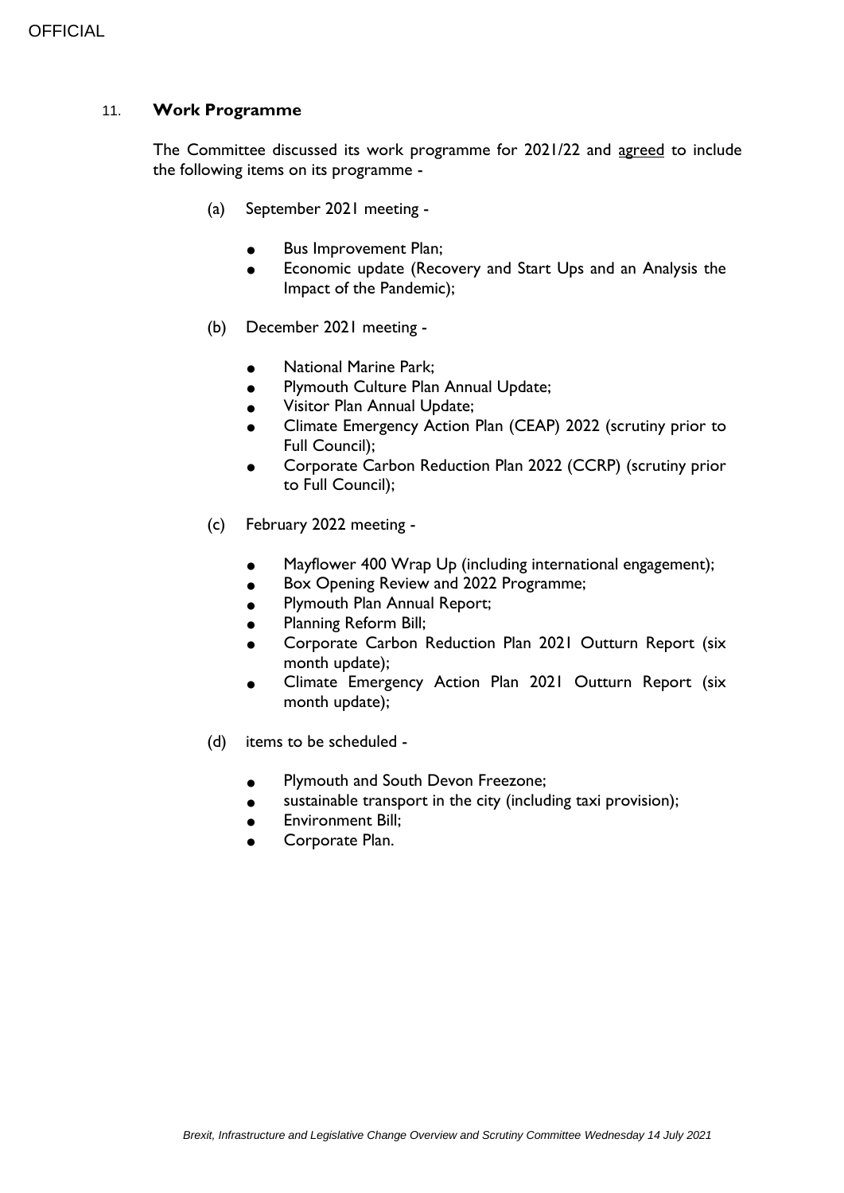## 11. Work Programme

The Committee discussed its work programme for 2021/22 and agreed to include the following items on its programme -

(a) September 2021 meeting -

- Bus Improvement Plan;
- Economic update (Recovery and Start Ups and an Analysis the Impact of the Pandemic);

(b) December 2021 meeting -

- National Marine Park;
- Plymouth Culture Plan Annual Update;
- Visitor Plan Annual Update;
- Climate Emergency Action Plan (CEAP) 2022 (scrutiny prior to Full Council);
- Corporate Carbon Reduction Plan 2022 (CCRP) (scrutiny prior to Full Council);

(c) February 2022 meeting -

- Mayflower 400 Wrap Up (including international engagement);
- Box Opening Review and 2022 Programme;
- Plymouth Plan Annual Report;
- Planning Reform Bill;
- Corporate Carbon Reduction Plan 2021 Outturn Report (six month update);
- Climate Emergency Action Plan 2021 Outturn Report (six month update);

(d) items to be scheduled -

- Plymouth and South Devon Freezone;
- sustainable transport in the city (including taxi provision);
- Environment Bill;
- Corporate Plan.